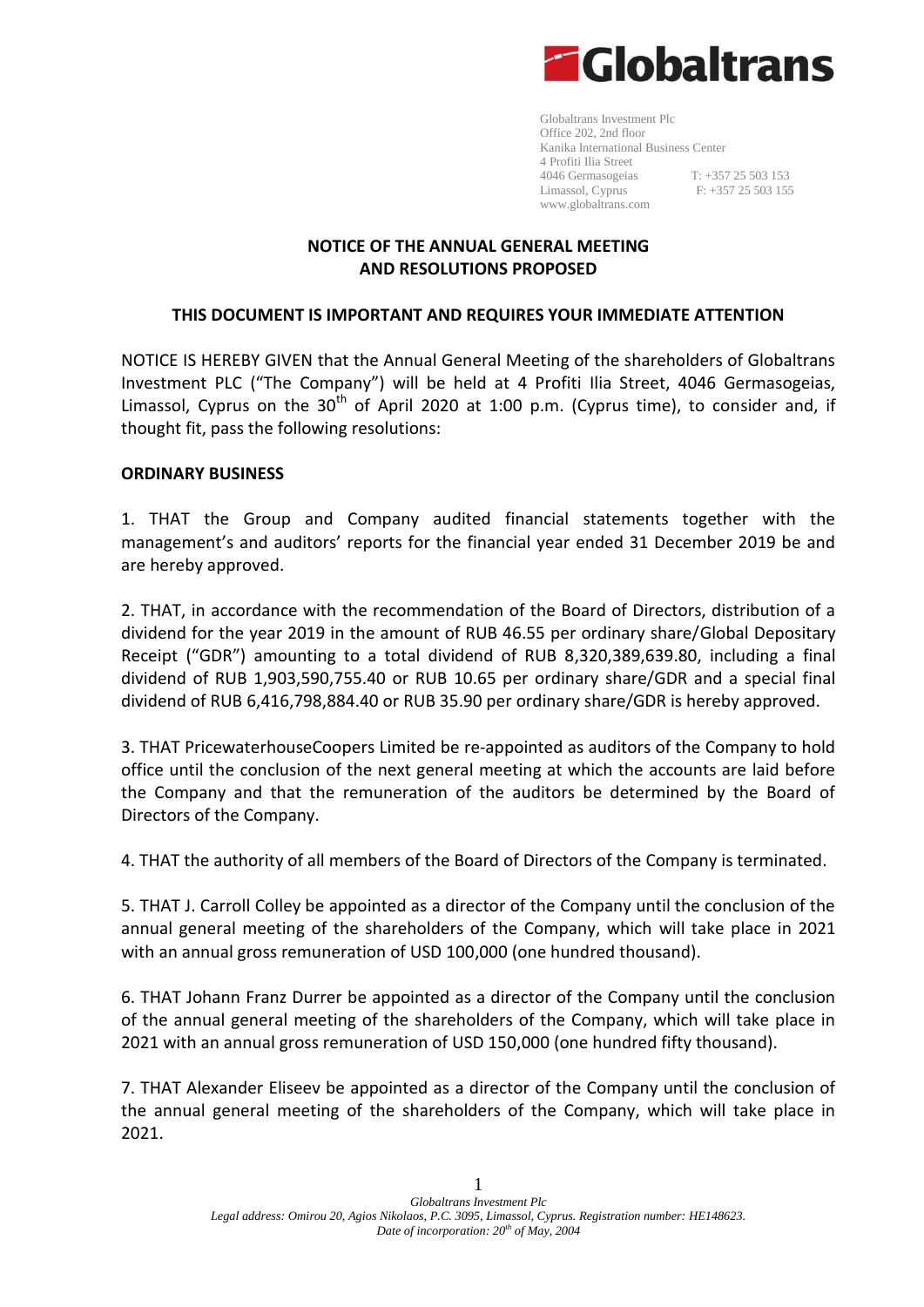Globaltrans Investment Plc
Office 202, 2nd floor
Kanika International Business Center
4 Profiti Ilia Street
4046 Germasogeias
Limassol, Cyprus
www.globaltrans.com

T: +357 25 503 153
F: +357 25 503 155

**NOTICE OF THE ANNUAL GENERAL MEETING AND RESOLUTIONS PROPOSED**

**THIS DOCUMENT IS IMPORTANT AND REQUIRES YOUR IMMEDIATE ATTENTION**

NOTICE IS HEREBY GIVEN that the Annual General Meeting of the shareholders of Globaltrans Investment PLC ("The Company") will be held at 4 Profiti Ilia Street, 4046 Germasogeias, Limassol, Cyprus on the 30th of April 2020 at 1:00 p.m. (Cyprus time), to consider and, if thought fit, pass the following resolutions:

**ORDINARY BUSINESS**

1. THAT the Group and Company audited financial statements together with the management's and auditors' reports for the financial year ended 31 December 2019 be and are hereby approved.

2. THAT, in accordance with the recommendation of the Board of Directors, distribution of a dividend for the year 2019 in the amount of RUB 46.55 per ordinary share/Global Depositary Receipt ("GDR") amounting to a total dividend of RUB 8,320,389,639.80, including a final dividend of RUB 1,903,590,755.40 or RUB 10.65 per ordinary share/GDR and a special final dividend of RUB 6,416,798,884.40 or RUB 35.90 per ordinary share/GDR is hereby approved.

3. THAT PricewaterhouseCoopers Limited be re-appointed as auditors of the Company to hold office until the conclusion of the next general meeting at which the accounts are laid before the Company and that the remuneration of the auditors be determined by the Board of Directors of the Company.

4. THAT the authority of all members of the Board of Directors of the Company is terminated.

5. THAT J. Carroll Colley be appointed as a director of the Company until the conclusion of the annual general meeting of the shareholders of the Company, which will take place in 2021 with an annual gross remuneration of USD 100,000 (one hundred thousand).

6. THAT Johann Franz Durrer be appointed as a director of the Company until the conclusion of the annual general meeting of the shareholders of the Company, which will take place in 2021 with an annual gross remuneration of USD 150,000 (one hundred fifty thousand).

7. THAT Alexander Eliseev be appointed as a director of the Company until the conclusion of the annual general meeting of the shareholders of the Company, which will take place in 2021.

*Globaltrans Investment Plc*
*Legal address: Omirou 20, Agios Nikolaos, P.C. 3095, Limassol, Cyprus. Registration number: HE148623.*
*Date of incorporation: 20th of May, 2004*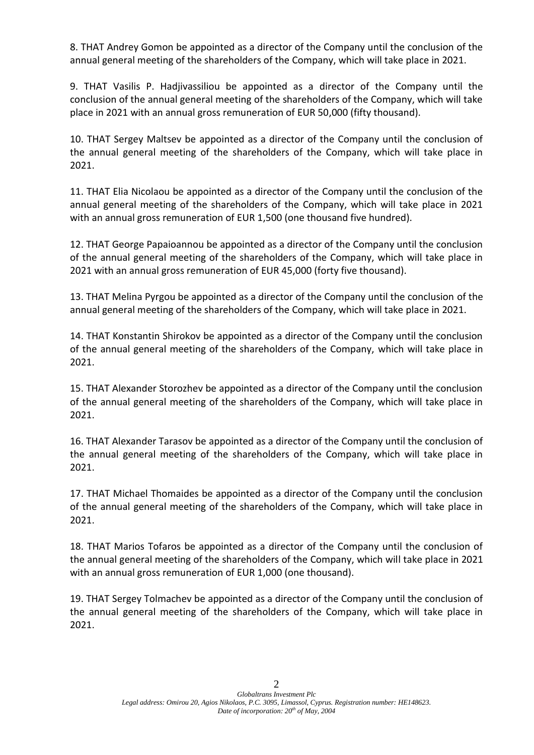8. THAT Andrey Gomon be appointed as a director of the Company until the conclusion of the annual general meeting of the shareholders of the Company, which will take place in 2021.

9. THAT Vasilis P. Hadjivassiliou be appointed as a director of the Company until the conclusion of the annual general meeting of the shareholders of the Company, which will take place in 2021 with an annual gross remuneration of EUR 50,000 (fifty thousand).

10. THAT Sergey Maltsev be appointed as a director of the Company until the conclusion of the annual general meeting of the shareholders of the Company, which will take place in 2021.

11. THAT Elia Nicolaou be appointed as a director of the Company until the conclusion of the annual general meeting of the shareholders of the Company, which will take place in 2021 with an annual gross remuneration of EUR 1,500 (one thousand five hundred).

12. THAT George Papaioannou be appointed as a director of the Company until the conclusion of the annual general meeting of the shareholders of the Company, which will take place in 2021 with an annual gross remuneration of EUR 45,000 (forty five thousand).

13. THAT Melina Pyrgou be appointed as a director of the Company until the conclusion of the annual general meeting of the shareholders of the Company, which will take place in 2021.

14. THAT Konstantin Shirokov be appointed as a director of the Company until the conclusion of the annual general meeting of the shareholders of the Company, which will take place in 2021.

15. THAT Alexander Storozhev be appointed as a director of the Company until the conclusion of the annual general meeting of the shareholders of the Company, which will take place in 2021.

16. THAT Alexander Tarasov be appointed as a director of the Company until the conclusion of the annual general meeting of the shareholders of the Company, which will take place in 2021.

17. THAT Michael Thomaides be appointed as a director of the Company until the conclusion of the annual general meeting of the shareholders of the Company, which will take place in 2021.

18. THAT Marios Tofaros be appointed as a director of the Company until the conclusion of the annual general meeting of the shareholders of the Company, which will take place in 2021 with an annual gross remuneration of EUR 1,000 (one thousand).

19. THAT Sergey Tolmachev be appointed as a director of the Company until the conclusion of the annual general meeting of the shareholders of the Company, which will take place in 2021.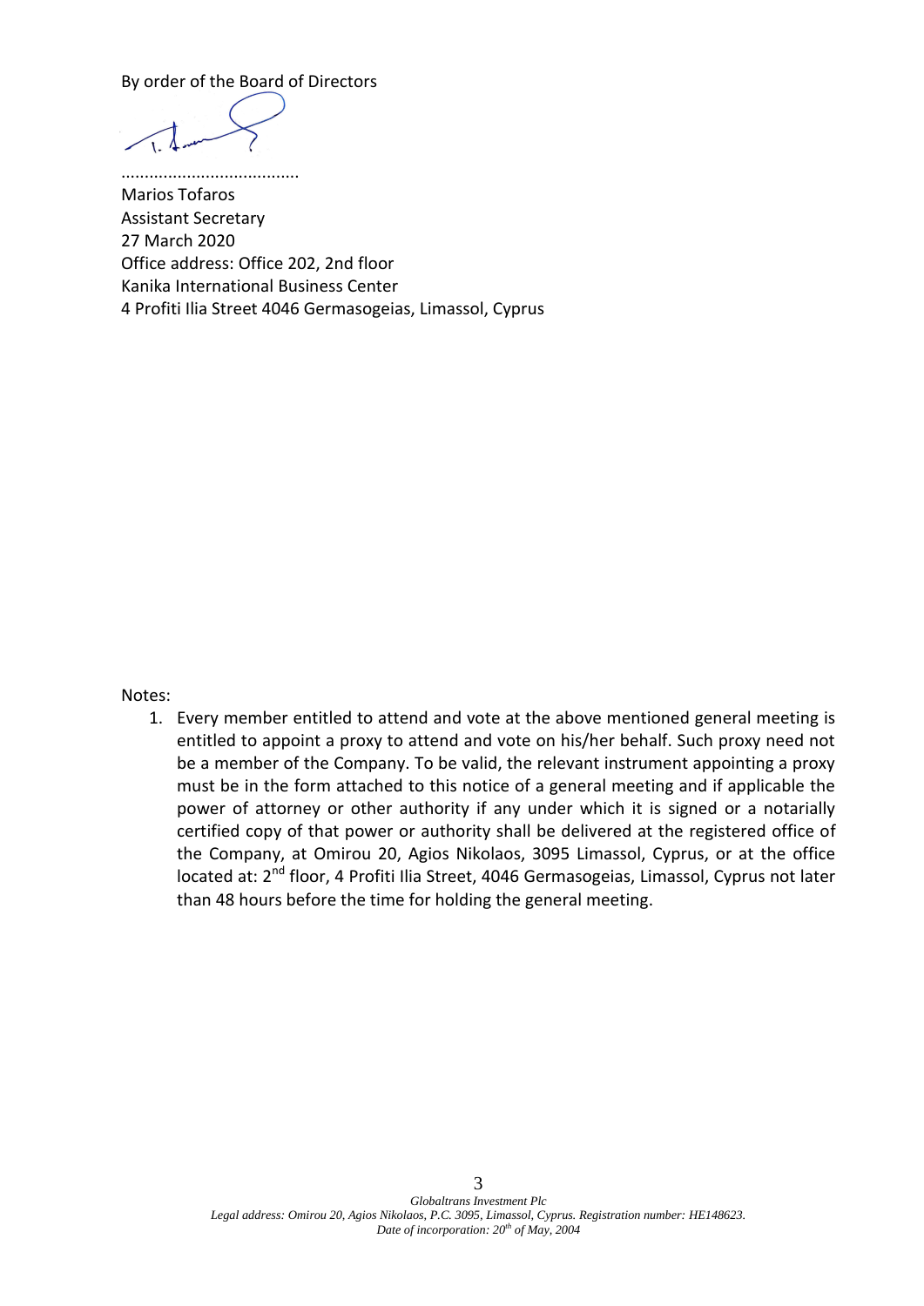By order of the Board of Directors

......................................

Marios Tofaros
Assistant Secretary
27 March 2020
Office address: Office 202, 2nd floor
Kanika International Business Center
4 Profiti Ilia Street 4046 Germasogeias, Limassol, Cyprus

Notes:

1. Every member entitled to attend and vote at the above mentioned general meeting is entitled to appoint a proxy to attend and vote on his/her behalf. Such proxy need not be a member of the Company. To be valid, the relevant instrument appointing a proxy must be in the form attached to this notice of a general meeting and if applicable the power of attorney or other authority if any under which it is signed or a notarially certified copy of that power or authority shall be delivered at the registered office of the Company, at Omirou 20, Agios Nikolaos, 3095 Limassol, Cyprus, or at the office located at: 2nd floor, 4 Profiti Ilia Street, 4046 Germasogeias, Limassol, Cyprus not later than 48 hours before the time for holding the general meeting.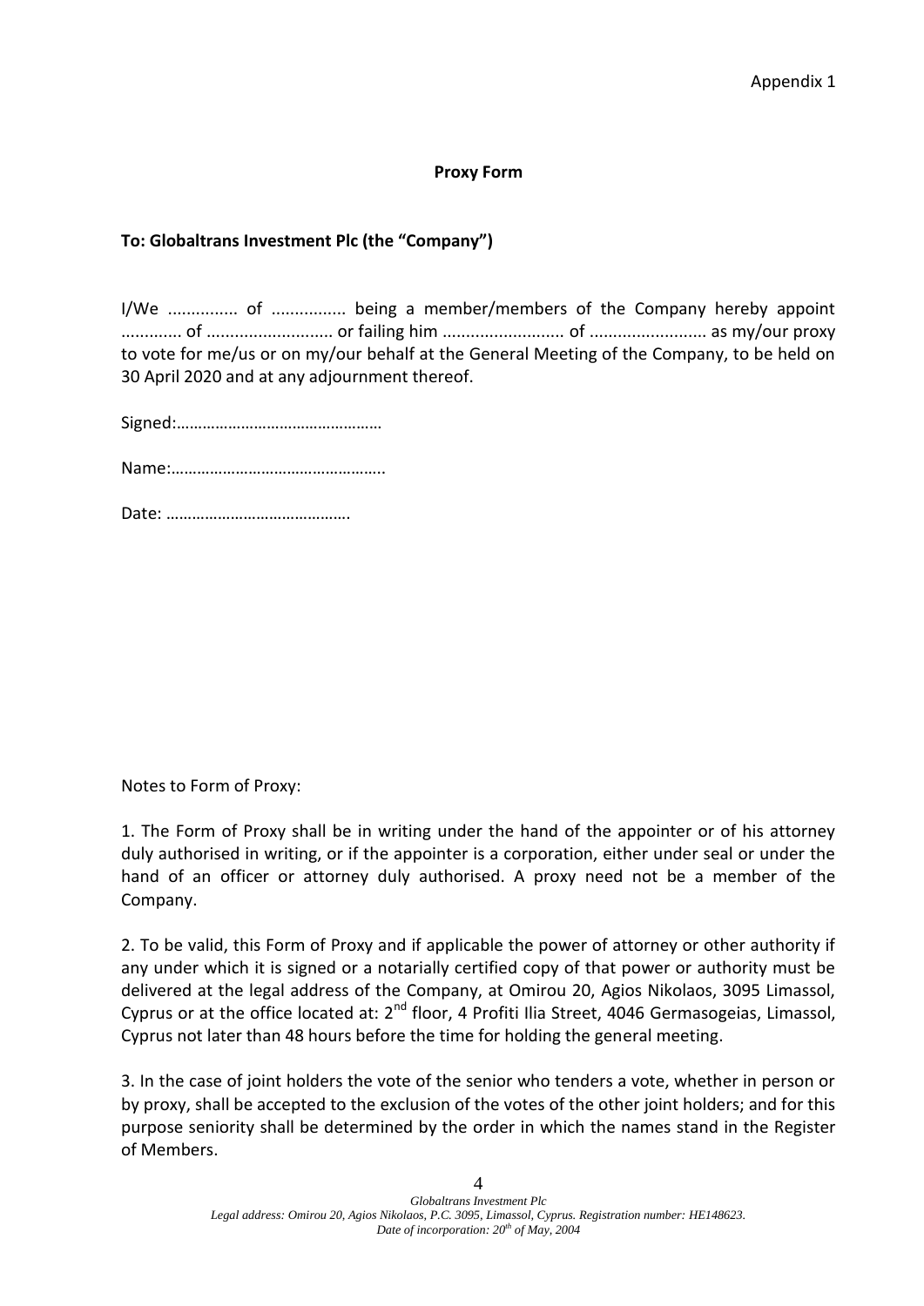Appendix 1

**Proxy Form**

**To: Globaltrans Investment Plc (the "Company")**

I/We ............... of ................ being a member/members of the Company hereby appoint ............. of ........................... or failing him .......................... of ......................... as my/our proxy to vote for me/us or on my/our behalf at the General Meeting of the Company, to be held on 30 April 2020 and at any adjournment thereof.

Signed:…………………………………………

Name:…………………………………………..

Date: …………………………………….

Notes to Form of Proxy:

1. The Form of Proxy shall be in writing under the hand of the appointer or of his attorney duly authorised in writing, or if the appointer is a corporation, either under seal or under the hand of an officer or attorney duly authorised. A proxy need not be a member of the Company.

2. To be valid, this Form of Proxy and if applicable the power of attorney or other authority if any under which it is signed or a notarially certified copy of that power or authority must be delivered at the legal address of the Company, at Omirou 20, Agios Nikolaos, 3095 Limassol, Cyprus or at the office located at: 2nd floor, 4 Profiti Ilia Street, 4046 Germasogeias, Limassol, Cyprus not later than 48 hours before the time for holding the general meeting.

3. In the case of joint holders the vote of the senior who tenders a vote, whether in person or by proxy, shall be accepted to the exclusion of the votes of the other joint holders; and for this purpose seniority shall be determined by the order in which the names stand in the Register of Members.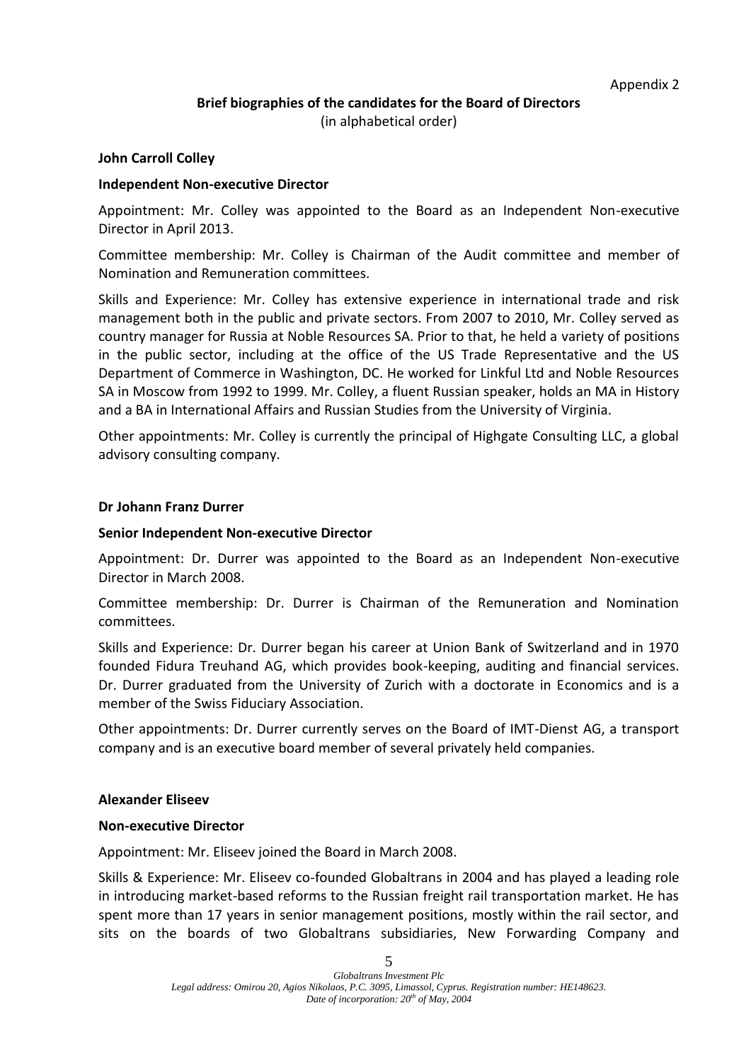Appendix 2

## Brief biographies of the candidates for the Board of Directors

(in alphabetical order)

### John Carroll Colley

**Independent Non-executive Director**

Appointment: Mr. Colley was appointed to the Board as an Independent Non-executive Director in April 2013.

Committee membership: Mr. Colley is Chairman of the Audit committee and member of Nomination and Remuneration committees.

Skills and Experience: Mr. Colley has extensive experience in international trade and risk management both in the public and private sectors. From 2007 to 2010, Mr. Colley served as country manager for Russia at Noble Resources SA. Prior to that, he held a variety of positions in the public sector, including at the office of the US Trade Representative and the US Department of Commerce in Washington, DC. He worked for Linkful Ltd and Noble Resources SA in Moscow from 1992 to 1999. Mr. Colley, a fluent Russian speaker, holds an MA in History and a BA in International Affairs and Russian Studies from the University of Virginia.

Other appointments: Mr. Colley is currently the principal of Highgate Consulting LLC, a global advisory consulting company.

### Dr Johann Franz Durrer

**Senior Independent Non-executive Director**

Appointment: Dr. Durrer was appointed to the Board as an Independent Non-executive Director in March 2008.

Committee membership: Dr. Durrer is Chairman of the Remuneration and Nomination committees.

Skills and Experience: Dr. Durrer began his career at Union Bank of Switzerland and in 1970 founded Fidura Treuhand AG, which provides book-keeping, auditing and financial services. Dr. Durrer graduated from the University of Zurich with a doctorate in Economics and is a member of the Swiss Fiduciary Association.

Other appointments: Dr. Durrer currently serves on the Board of IMT-Dienst AG, a transport company and is an executive board member of several privately held companies.

### Alexander Eliseev

**Non-executive Director**

Appointment: Mr. Eliseev joined the Board in March 2008.

Skills & Experience: Mr. Eliseev co-founded Globaltrans in 2004 and has played a leading role in introducing market-based reforms to the Russian freight rail transportation market. He has spent more than 17 years in senior management positions, mostly within the rail sector, and sits on the boards of two Globaltrans subsidiaries, New Forwarding Company and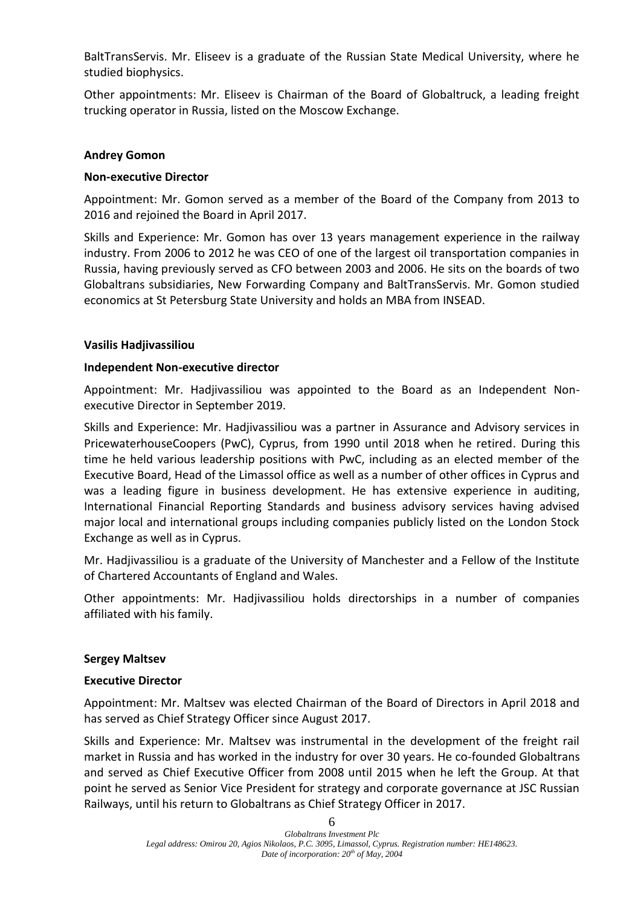BaltTransServis. Mr. Eliseev is a graduate of the Russian State Medical University, where he studied biophysics.

Other appointments: Mr. Eliseev is Chairman of the Board of Globaltruck, a leading freight trucking operator in Russia, listed on the Moscow Exchange.

**Andrey Gomon**

**Non-executive Director**

Appointment: Mr. Gomon served as a member of the Board of the Company from 2013 to 2016 and rejoined the Board in April 2017.

Skills and Experience: Mr. Gomon has over 13 years management experience in the railway industry. From 2006 to 2012 he was CEO of one of the largest oil transportation companies in Russia, having previously served as CFO between 2003 and 2006. He sits on the boards of two Globaltrans subsidiaries, New Forwarding Company and BaltTransServis. Mr. Gomon studied economics at St Petersburg State University and holds an MBA from INSEAD.

**Vasilis Hadjivassiliou**

**Independent Non-executive director**

Appointment: Mr. Hadjivassiliou was appointed to the Board as an Independent Non-executive Director in September 2019.

Skills and Experience: Mr. Hadjivassiliou was a partner in Assurance and Advisory services in PricewaterhouseCoopers (PwC), Cyprus, from 1990 until 2018 when he retired. During this time he held various leadership positions with PwC, including as an elected member of the Executive Board, Head of the Limassol office as well as a number of other offices in Cyprus and was a leading figure in business development. He has extensive experience in auditing, International Financial Reporting Standards and business advisory services having advised major local and international groups including companies publicly listed on the London Stock Exchange as well as in Cyprus.

Mr. Hadjivassiliou is a graduate of the University of Manchester and a Fellow of the Institute of Chartered Accountants of England and Wales.

Other appointments: Mr. Hadjivassiliou holds directorships in a number of companies affiliated with his family.

**Sergey Maltsev**

**Executive Director**

Appointment: Mr. Maltsev was elected Chairman of the Board of Directors in April 2018 and has served as Chief Strategy Officer since August 2017.

Skills and Experience: Mr. Maltsev was instrumental in the development of the freight rail market in Russia and has worked in the industry for over 30 years. He co-founded Globaltrans and served as Chief Executive Officer from 2008 until 2015 when he left the Group. At that point he served as Senior Vice President for strategy and corporate governance at JSC Russian Railways, until his return to Globaltrans as Chief Strategy Officer in 2017.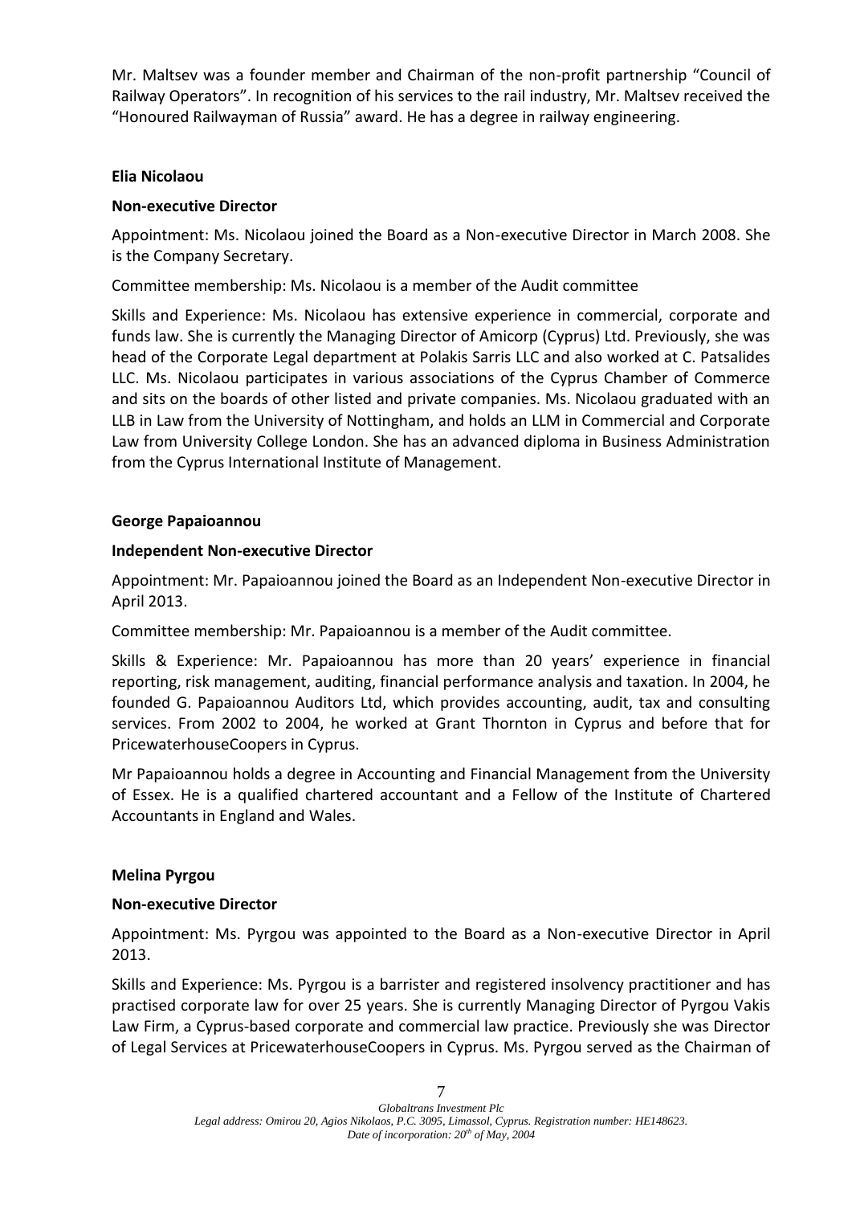Mr. Maltsev was a founder member and Chairman of the non-profit partnership "Council of Railway Operators". In recognition of his services to the rail industry, Mr. Maltsev received the "Honoured Railwayman of Russia" award. He has a degree in railway engineering.

**Elia Nicolaou**

**Non-executive Director**

Appointment: Ms. Nicolaou joined the Board as a Non-executive Director in March 2008. She is the Company Secretary.

Committee membership: Ms. Nicolaou is a member of the Audit committee

Skills and Experience: Ms. Nicolaou has extensive experience in commercial, corporate and funds law. She is currently the Managing Director of Amicorp (Cyprus) Ltd. Previously, she was head of the Corporate Legal department at Polakis Sarris LLC and also worked at C. Patsalides LLC. Ms. Nicolaou participates in various associations of the Cyprus Chamber of Commerce and sits on the boards of other listed and private companies. Ms. Nicolaou graduated with an LLB in Law from the University of Nottingham, and holds an LLM in Commercial and Corporate Law from University College London. She has an advanced diploma in Business Administration from the Cyprus International Institute of Management.

**George Papaioannou**

**Independent Non-executive Director**

Appointment: Mr. Papaioannou joined the Board as an Independent Non-executive Director in April 2013.

Committee membership: Mr. Papaioannou is a member of the Audit committee.

Skills & Experience: Mr. Papaioannou has more than 20 years' experience in financial reporting, risk management, auditing, financial performance analysis and taxation. In 2004, he founded G. Papaioannou Auditors Ltd, which provides accounting, audit, tax and consulting services. From 2002 to 2004, he worked at Grant Thornton in Cyprus and before that for PricewaterhouseCoopers in Cyprus.

Mr Papaioannou holds a degree in Accounting and Financial Management from the University of Essex. He is a qualified chartered accountant and a Fellow of the Institute of Chartered Accountants in England and Wales.

**Melina Pyrgou**

**Non-executive Director**

Appointment: Ms. Pyrgou was appointed to the Board as a Non-executive Director in April 2013.

Skills and Experience: Ms. Pyrgou is a barrister and registered insolvency practitioner and has practised corporate law for over 25 years. She is currently Managing Director of Pyrgou Vakis Law Firm, a Cyprus-based corporate and commercial law practice. Previously she was Director of Legal Services at PricewaterhouseCoopers in Cyprus. Ms. Pyrgou served as the Chairman of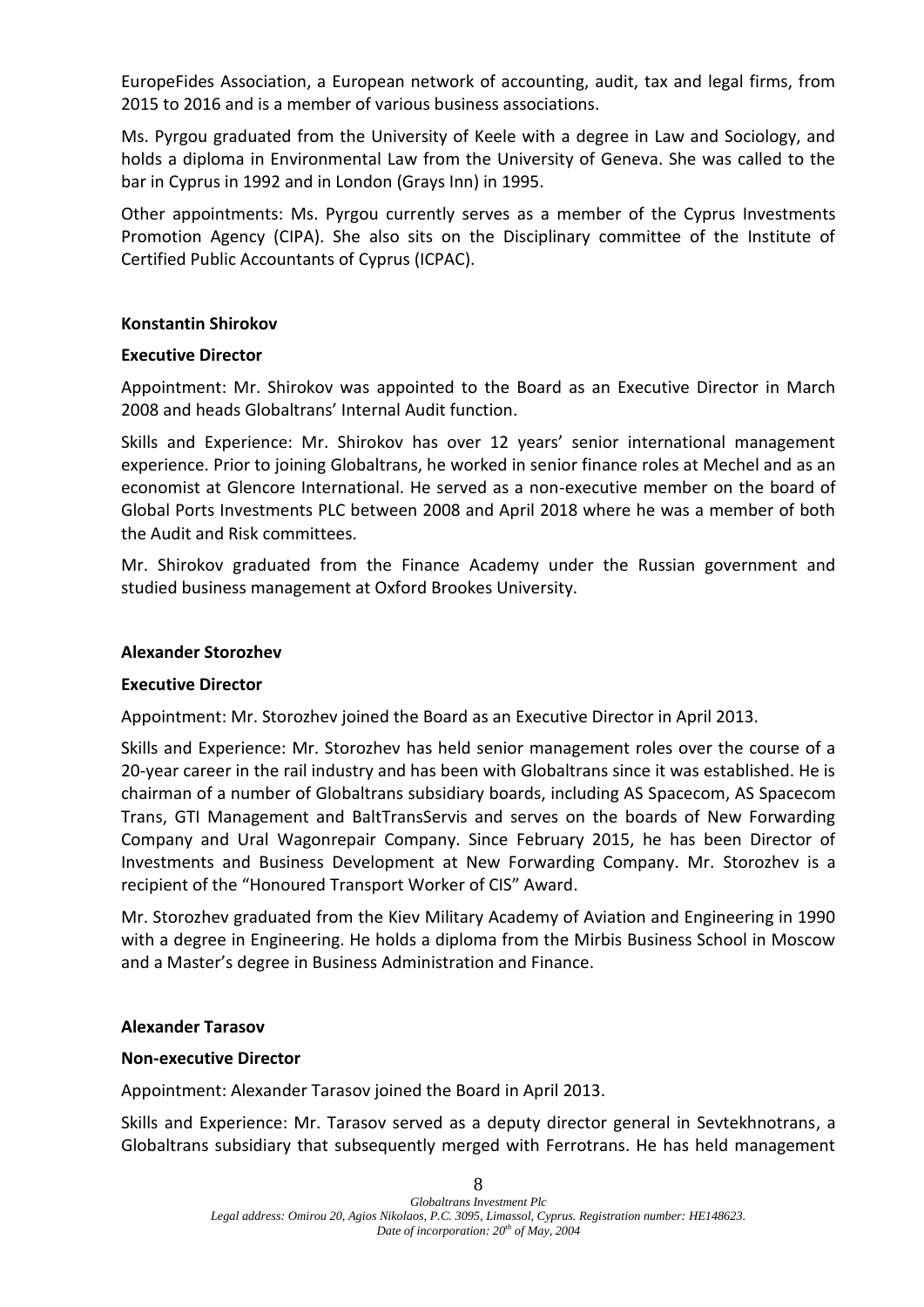EuropeFides Association, a European network of accounting, audit, tax and legal firms, from 2015 to 2016 and is a member of various business associations.

Ms. Pyrgou graduated from the University of Keele with a degree in Law and Sociology, and holds a diploma in Environmental Law from the University of Geneva. She was called to the bar in Cyprus in 1992 and in London (Grays Inn) in 1995.

Other appointments: Ms. Pyrgou currently serves as a member of the Cyprus Investments Promotion Agency (CIPA). She also sits on the Disciplinary committee of the Institute of Certified Public Accountants of Cyprus (ICPAC).

**Konstantin Shirokov**

**Executive Director**

Appointment: Mr. Shirokov was appointed to the Board as an Executive Director in March 2008 and heads Globaltrans' Internal Audit function.

Skills and Experience: Mr. Shirokov has over 12 years' senior international management experience. Prior to joining Globaltrans, he worked in senior finance roles at Mechel and as an economist at Glencore International. He served as a non-executive member on the board of Global Ports Investments PLC between 2008 and April 2018 where he was a member of both the Audit and Risk committees.

Mr. Shirokov graduated from the Finance Academy under the Russian government and studied business management at Oxford Brookes University.

**Alexander Storozhev**

**Executive Director**

Appointment: Mr. Storozhev joined the Board as an Executive Director in April 2013.

Skills and Experience: Mr. Storozhev has held senior management roles over the course of a 20-year career in the rail industry and has been with Globaltrans since it was established. He is chairman of a number of Globaltrans subsidiary boards, including AS Spacecom, AS Spacecom Trans, GTI Management and BaltTransServis and serves on the boards of New Forwarding Company and Ural Wagonrepair Company. Since February 2015, he has been Director of Investments and Business Development at New Forwarding Company. Mr. Storozhev is a recipient of the "Honoured Transport Worker of CIS" Award.

Mr. Storozhev graduated from the Kiev Military Academy of Aviation and Engineering in 1990 with a degree in Engineering. He holds a diploma from the Mirbis Business School in Moscow and a Master's degree in Business Administration and Finance.

**Alexander Tarasov**

**Non-executive Director**

Appointment: Alexander Tarasov joined the Board in April 2013.

Skills and Experience: Mr. Tarasov served as a deputy director general in Sevtekhnotrans, a Globaltrans subsidiary that subsequently merged with Ferrotrans. He has held management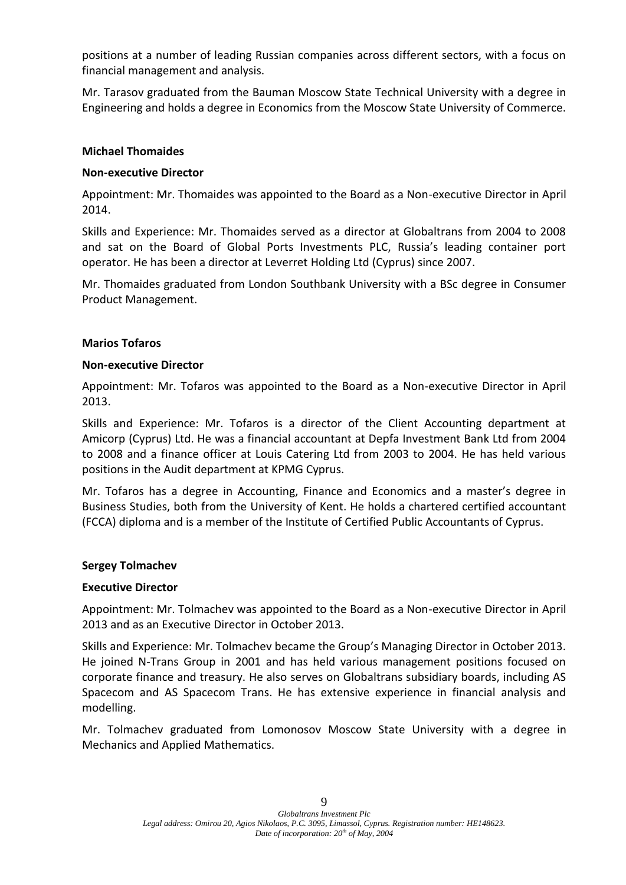positions at a number of leading Russian companies across different sectors, with a focus on financial management and analysis.

Mr. Tarasov graduated from the Bauman Moscow State Technical University with a degree in Engineering and holds a degree in Economics from the Moscow State University of Commerce.

**Michael Thomaides**

**Non-executive Director**

Appointment: Mr. Thomaides was appointed to the Board as a Non-executive Director in April 2014.

Skills and Experience: Mr. Thomaides served as a director at Globaltrans from 2004 to 2008 and sat on the Board of Global Ports Investments PLC, Russia's leading container port operator. He has been a director at Leverret Holding Ltd (Cyprus) since 2007.

Mr. Thomaides graduated from London Southbank University with a BSc degree in Consumer Product Management.

**Marios Tofaros**

**Non-executive Director**

Appointment: Mr. Tofaros was appointed to the Board as a Non-executive Director in April 2013.

Skills and Experience: Mr. Tofaros is a director of the Client Accounting department at Amicorp (Cyprus) Ltd. He was a financial accountant at Depfa Investment Bank Ltd from 2004 to 2008 and a finance officer at Louis Catering Ltd from 2003 to 2004. He has held various positions in the Audit department at KPMG Cyprus.

Mr. Tofaros has a degree in Accounting, Finance and Economics and a master's degree in Business Studies, both from the University of Kent. He holds a chartered certified accountant (FCCA) diploma and is a member of the Institute of Certified Public Accountants of Cyprus.

**Sergey Tolmachev**

**Executive Director**

Appointment: Mr. Tolmachev was appointed to the Board as a Non-executive Director in April 2013 and as an Executive Director in October 2013.

Skills and Experience: Mr. Tolmachev became the Group's Managing Director in October 2013. He joined N-Trans Group in 2001 and has held various management positions focused on corporate finance and treasury. He also serves on Globaltrans subsidiary boards, including AS Spacecom and AS Spacecom Trans. He has extensive experience in financial analysis and modelling.

Mr. Tolmachev graduated from Lomonosov Moscow State University with a degree in Mechanics and Applied Mathematics.